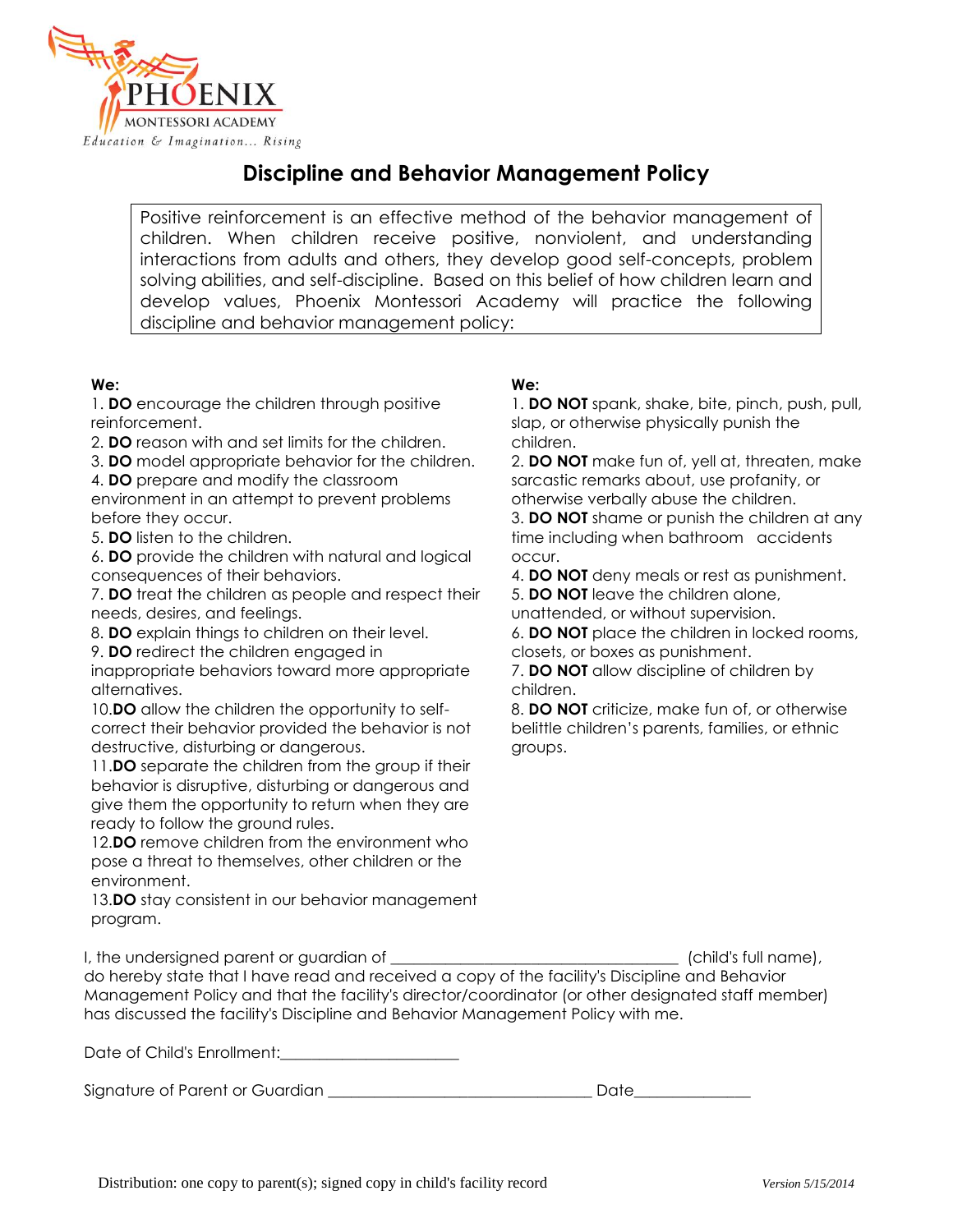PHOENIX MONTESSORI ACADEMY
*Education & Imagination... Rising*

# Discipline and Behavior Management Policy

Positive reinforcement is an effective method of the behavior management of children. When children receive positive, nonviolent, and understanding interactions from adults and others, they develop good self-concepts, problem solving abilities, and self-discipline. Based on this belief of how children learn and develop values, Phoenix Montessori Academy will practice the following discipline and behavior management policy:

**We:**

1. **DO** encourage the children through positive reinforcement.
2. **DO** reason with and set limits for the children.
3. **DO** model appropriate behavior for the children.
4. **DO** prepare and modify the classroom environment in an attempt to prevent problems before they occur.
5. **DO** listen to the children.
6. **DO** provide the children with natural and logical consequences of their behaviors.
7. **DO** treat the children as people and respect their needs, desires, and feelings.
8. **DO** explain things to children on their level.
9. **DO** redirect the children engaged in inappropriate behaviors toward more appropriate alternatives.
10. **DO** allow the children the opportunity to self-correct their behavior provided the behavior is not destructive, disturbing or dangerous.
11. **DO** separate the children from the group if their behavior is disruptive, disturbing or dangerous and give them the opportunity to return when they are ready to follow the ground rules.
12. **DO** remove children from the environment who pose a threat to themselves, other children or the environment.
13. **DO** stay consistent in our behavior management program.

**We:**

1. **DO NOT** spank, shake, bite, pinch, push, pull, slap, or otherwise physically punish the children.
2. **DO NOT** make fun of, yell at, threaten, make sarcastic remarks about, use profanity, or otherwise verbally abuse the children.
3. **DO NOT** shame or punish the children at any time including when bathroom accidents occur.
4. **DO NOT** deny meals or rest as punishment.
5. **DO NOT** leave the children alone, unattended, or without supervision.
6. **DO NOT** place the children in locked rooms, closets, or boxes as punishment.
7. **DO NOT** allow discipline of children by children.
8. **DO NOT** criticize, make fun of, or otherwise belittle children's parents, families, or ethnic groups.

I, the undersigned parent or guardian of ___________________________________ (child's full name), do hereby state that I have read and received a copy of the facility's Discipline and Behavior Management Policy and that the facility's director/coordinator (or other designated staff member) has discussed the facility's Discipline and Behavior Management Policy with me.

Date of Child's Enrollment:_____________________

Signature of Parent or Guardian ________________________________ Date______________

Distribution: one copy to parent(s); signed copy in child's facility record

*Version 5/15/2014*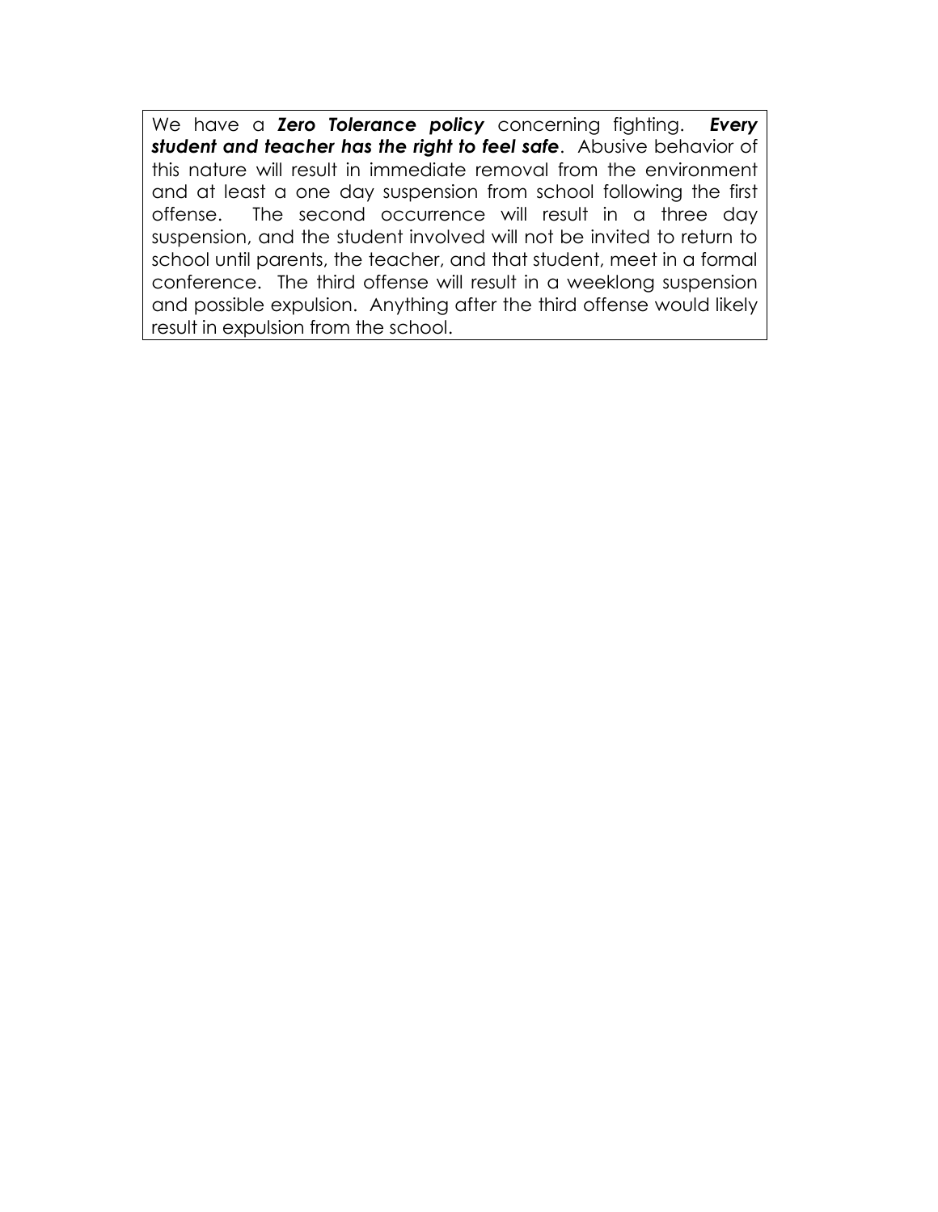We have a ***Zero Tolerance policy*** concerning fighting. ***Every student and teacher has the right to feel safe***. Abusive behavior of this nature will result in immediate removal from the environment and at least a one day suspension from school following the first offense. The second occurrence will result in a three day suspension, and the student involved will not be invited to return to school until parents, the teacher, and that student, meet in a formal conference. The third offense will result in a weeklong suspension and possible expulsion. Anything after the third offense would likely result in expulsion from the school.